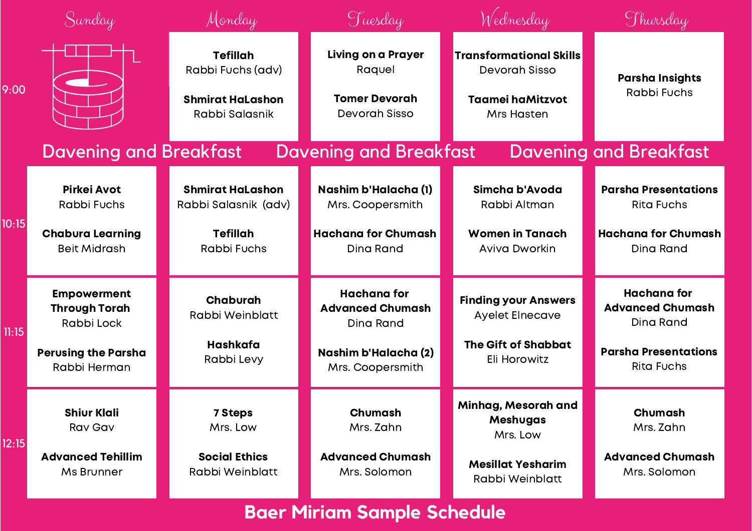# Baer Miriam Sample Schedule

| | Sunday | Monday | Tuesday | Wednesday | Thursday |
|---|---|---|---|---|---|
| 9:00 | | **Tefillah** Rabbi Fuchs (adv)<br><br>**Shmirat HaLashon** Rabbi Salasnik | **Living on a Prayer** Raquel<br><br>**Tomer Devorah** Devorah Sisso | **Transformational Skills** Devorah Sisso<br><br>**Taamei haMitzvot** Mrs Hasten | **Parsha Insights** Rabbi Fuchs |
| | Davening and Breakfast | | Davening and Breakfast | | Davening and Breakfast |
| 10:15 | **Pirkei Avot** Rabbi Fuchs<br><br>**Chabura Learning** Beit Midrash | **Shmirat HaLashon** Rabbi Salasnik (adv)<br><br>**Tefillah** Rabbi Fuchs | **Nashim b'Halacha (1)** Mrs. Coopersmith<br><br>**Hachana for Chumash** Dina Rand | **Simcha b'Avoda** Rabbi Altman<br><br>**Women in Tanach** Aviva Dworkin | **Parsha Presentations** Rita Fuchs<br><br>**Hachana for Chumash** Dina Rand |
| 11:15 | **Empowerment Through Torah** Rabbi Lock<br><br>**Perusing the Parsha** Rabbi Herman | **Chaburah** Rabbi Weinblatt<br><br>**Hashkafa** Rabbi Levy | **Hachana for Advanced Chumash** Dina Rand<br><br>**Nashim b'Halacha (2)** Mrs. Coopersmith | **Finding your Answers** Ayelet Elnecave<br><br>**The Gift of Shabbat** Eli Horowitz | **Hachana for Advanced Chumash** Dina Rand<br><br>**Parsha Presentations** Rita Fuchs |
| 12:15 | **Shiur Klali** Rav Gav<br><br>**Advanced Tehillim** Ms Brunner | **7 Steps** Mrs. Low<br><br>**Social Ethics** Rabbi Weinblatt | **Chumash** Mrs. Zahn<br><br>**Advanced Chumash** Mrs. Solomon | **Minhag, Mesorah and Meshugas** Mrs. Low<br><br>**Mesillat Yesharim** Rabbi Weinblatt | **Chumash** Mrs. Zahn<br><br>**Advanced Chumash** Mrs. Solomon |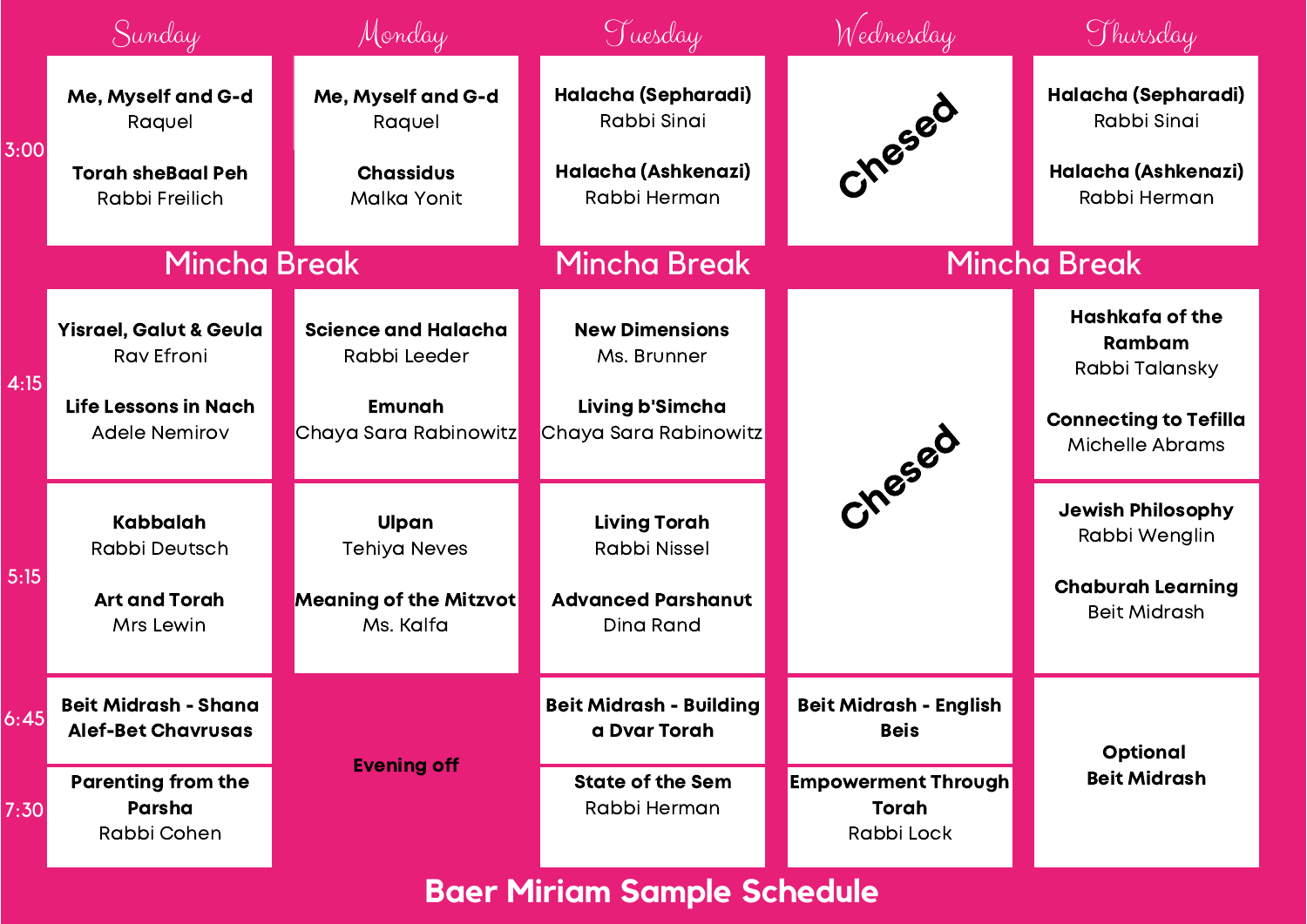| | Sunday | Monday | Tuesday | Wednesday | Thursday |
|---|---|---|---|---|---|
| 3:00 | **Me, Myself and G-d** Raquel<br>**Torah sheBaal Peh** Rabbi Freilich | **Me, Myself and G-d** Raquel<br>**Chassidus** Malka Yonit | **Halacha (Sepharadi)** Rabbi Sinai<br>**Halacha (Ashkenazi)** Rabbi Herman | **Chesed** | **Halacha (Sepharadi)** Rabbi Sinai<br>**Halacha (Ashkenazi)** Rabbi Herman |
| | Mincha Break | Mincha Break | Mincha Break | Mincha Break | Mincha Break |
| 4:15 | **Yisrael, Galut & Geula** Rav Efroni<br>**Life Lessons in Nach** Adele Nemirov | **Science and Halacha** Rabbi Leeder<br>**Emunah** Chaya Sara Rabinowitz | **New Dimensions** Ms. Brunner<br>**Living b'Simcha** Chaya Sara Rabinowitz | **Chesed** | **Hashkafa of the Rambam** Rabbi Talansky<br>**Connecting to Tefilla** Michelle Abrams |
| 5:15 | **Kabbalah** Rabbi Deutsch<br>**Art and Torah** Mrs Lewin | **Ulpan** Tehiya Neves<br>**Meaning of the Mitzvot** Ms. Kalfa | **Living Torah** Rabbi Nissel<br>**Advanced Parshanut** Dina Rand | | **Jewish Philosophy** Rabbi Wenglin<br>**Chaburah Learning** Beit Midrash |
| 6:45 | **Beit Midrash - Shana Alef-Bet Chavrusas** | **Evening off** | **Beit Midrash - Building a Dvar Torah** | **Beit Midrash - English Beis** | **Optional Beit Midrash** |
| 7:30 | **Parenting from the Parsha** Rabbi Cohen | | **State of the Sem** Rabbi Herman | **Empowerment Through Torah** Rabbi Lock | |

**Baer Miriam Sample Schedule**